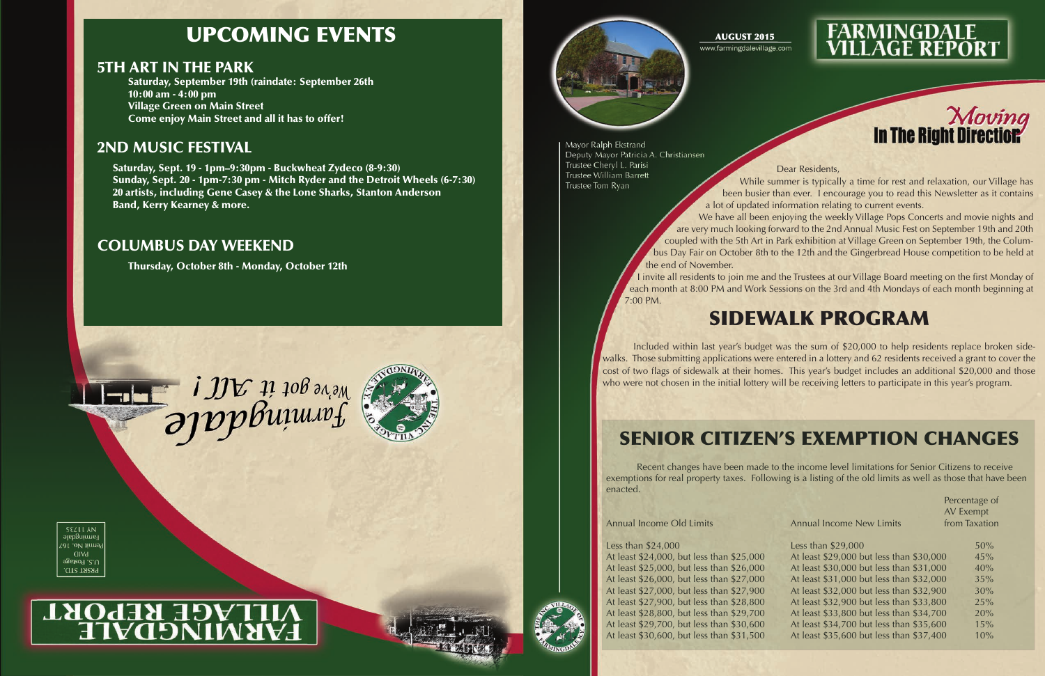# UPCOMING EVENTS

## 5TH ART IN THE PARK

**Saturday, September 19th (raindate: September 26th**
**10:00 am - 4:00 pm**
**Village Green on Main Street**
**Come enjoy Main Street and all it has to offer!**

## 2ND MUSIC FESTIVAL

**Saturday, Sept. 19 - 1pm–9:30pm - Buckwheat Zydeco (8-9:30)**
**Sunday, Sept. 20 - 1pm-7:30 pm - Mitch Ryder and the Detroit Wheels (6-7:30)**
**20 artists, including Gene Casey & the Lone Sharks, Stanton Anderson Band, Kerry Kearney & more.**

## COLUMBUS DAY WEEKEND

**Thursday, October 8th - Monday, October 12th**

*Farmingdale*
*We've got it ALL!*

PRSRT STD.
U.S. Postage
PAID
Permit No. 167
Farmingdale
NY 11735

FARMINGDALE VILLAGE REPORT

---

**AUGUST 2015**
www.farmingdalevillage.com

# FARMINGDALE VILLAGE REPORT

*Moving* **In The Right Direction**

Mayor Ralph Ekstrand
Deputy Mayor Patricia A. Christiansen
Trustee Cheryl L. Parisi
Trustee William Barrett
Trustee Tom Ryan

Dear Residents,

While summer is typically a time for rest and relaxation, our Village has been busier than ever. I encourage you to read this Newsletter as it contains a lot of updated information relating to current events.

We have all been enjoying the weekly Village Pops Concerts and movie nights and are very much looking forward to the 2nd Annual Music Fest on September 19th and 20th coupled with the 5th Art in Park exhibition at Village Green on September 19th, the Columbus Day Fair on October 8th to the 12th and the Gingerbread House competition to be held at the end of November.

I invite all residents to join me and the Trustees at our Village Board meeting on the first Monday of each month at 8:00 PM and Work Sessions on the 3rd and 4th Mondays of each month beginning at 7:00 PM.

## SIDEWALK PROGRAM

Included within last year's budget was the sum of $20,000 to help residents replace broken sidewalks. Those submitting applications were entered in a lottery and 62 residents received a grant to cover the cost of two flags of sidewalk at their homes. This year's budget includes an additional $20,000 and those who were not chosen in the initial lottery will be receiving letters to participate in this year's program.

## SENIOR CITIZEN'S EXEMPTION CHANGES

Recent changes have been made to the income level limitations for Senior Citizens to receive exemptions for real property taxes. Following is a listing of the old limits as well as those that have been enacted.

| Annual Income Old Limits | Annual Income New Limits | Percentage of AV Exempt from Taxation |
|---|---|---|
| Less than $24,000 | Less than $29,000 | 50% |
| At least $24,000, but less than $25,000 | At least $29,000 but less than $30,000 | 45% |
| At least $25,000, but less than $26,000 | At least $30,000 but less than $31,000 | 40% |
| At least $26,000, but less than $27,000 | At least $31,000 but less than $32,000 | 35% |
| At least $27,000, but less than $27,900 | At least $32,000 but less than $32,900 | 30% |
| At least $27,900, but less than $28,800 | At least $32,900 but less than $33,800 | 25% |
| At least $28,800, but less than $29,700 | At least $33,800 but less than $34,700 | 20% |
| At least $29,700, but less than $30,600 | At least $34,700 but less than $35,600 | 15% |
| At least $30,600, but less than $31,500 | At least $35,600 but less than $37,400 | 10% |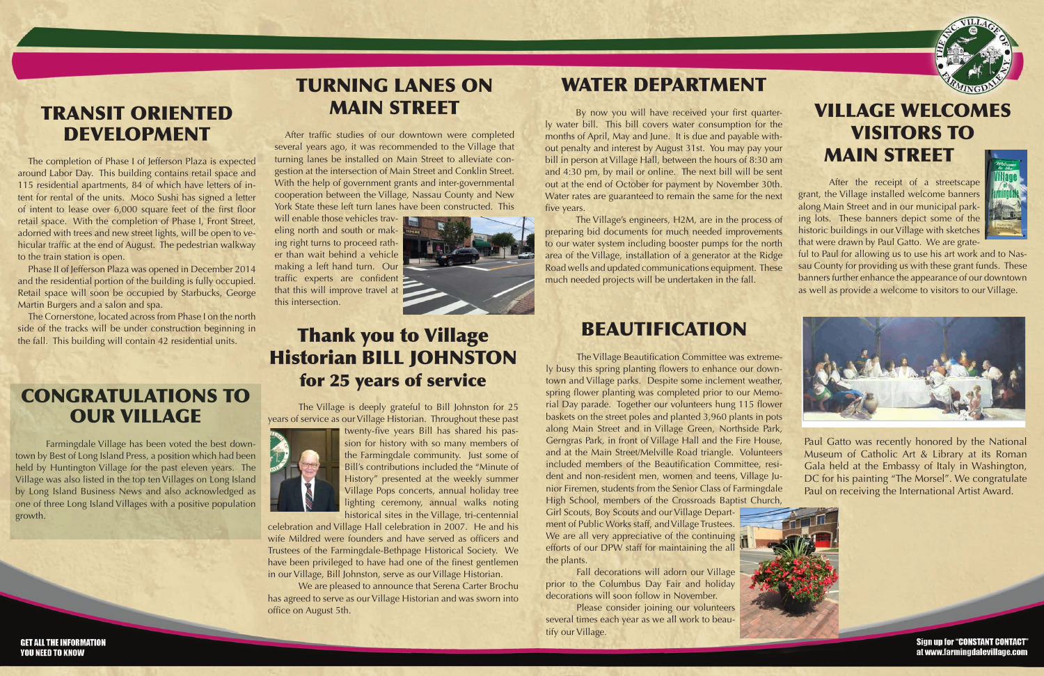# TRANSIT ORIENTED DEVELOPMENT

The completion of Phase I of Jefferson Plaza is expected around Labor Day. This building contains retail space and 115 residential apartments, 84 of which have letters of intent for rental of the units. Moco Sushi has signed a letter of intent to lease over 6,000 square feet of the first floor retail space. With the completion of Phase I, Front Street, adorned with trees and new street lights, will be open to vehicular traffic at the end of August. The pedestrian walkway to the train station is open.

Phase II of Jefferson Plaza was opened in December 2014 and the residential portion of the building is fully occupied. Retail space will soon be occupied by Starbucks, George Martin Burgers and a salon and spa.

The Cornerstone, located across from Phase I on the north side of the tracks will be under construction beginning in the fall. This building will contain 42 residential units.

# CONGRATULATIONS TO OUR VILLAGE

Farmingdale Village has been voted the best downtown by Best of Long Island Press, a position which had been held by Huntington Village for the past eleven years. The Village was also listed in the top ten Villages on Long Island by Long Island Business News and also acknowledged as one of three Long Island Villages with a positive population growth.

# TURNING LANES ON MAIN STREET

After traffic studies of our downtown were completed several years ago, it was recommended to the Village that turning lanes be installed on Main Street to alleviate congestion at the intersection of Main Street and Conklin Street. With the help of government grants and inter-governmental cooperation between the Village, Nassau County and New York State these left turn lanes have been constructed. This will enable those vehicles traveling north and south or making right turns to proceed rather than wait behind a vehicle making a left hand turn. Our traffic experts are confident that this will improve travel at this intersection.

# Thank you to Village Historian BILL JOHNSTON for 25 years of service

The Village is deeply grateful to Bill Johnston for 25 years of service as our Village Historian. Throughout these past twenty-five years Bill has shared his passion for history with so many members of the Farmingdale community. Just some of Bill's contributions included the "Minute of History" presented at the weekly summer Village Pops concerts, annual holiday tree lighting ceremony, annual walks noting historical sites in the Village, tri-centennial celebration and Village Hall celebration in 2007. He and his wife Mildred were founders and have served as officers and Trustees of the Farmingdale-Bethpage Historical Society. We have been privileged to have had one of the finest gentlemen in our Village, Bill Johnston, serve as our Village Historian.

We are pleased to announce that Serena Carter Brochu has agreed to serve as our Village Historian and was sworn into office on August 5th.

# WATER DEPARTMENT

By now you will have received your first quarterly water bill. This bill covers water consumption for the months of April, May and June. It is due and payable without penalty and interest by August 31st. You may pay your bill in person at Village Hall, between the hours of 8:30 am and 4:30 pm, by mail or online. The next bill will be sent out at the end of October for payment by November 30th. Water rates are guaranteed to remain the same for the next five years.

The Village's engineers, H2M, are in the process of preparing bid documents for much needed improvements to our water system including booster pumps for the north area of the Village, installation of a generator at the Ridge Road wells and updated communications equipment. These much needed projects will be undertaken in the fall.

# BEAUTIFICATION

The Village Beautification Committee was extremely busy this spring planting flowers to enhance our downtown and Village parks. Despite some inclement weather, spring flower planting was completed prior to our Memorial Day parade. Together our volunteers hung 115 flower baskets on the street poles and planted 3,960 plants in pots along Main Street and in Village Green, Northside Park, Gerngras Park, in front of Village Hall and the Fire House, and at the Main Street/Melville Road triangle. Volunteers included members of the Beautification Committee, resident and non-resident men, women and teens, Village Junior Firemen, students from the Senior Class of Farmingdale High School, members of the Crossroads Baptist Church, Girl Scouts, Boy Scouts and our Village Department of Public Works staff, and Village Trustees. We are all very appreciative of the continuing efforts of our DPW staff for maintaining the all the plants.

Fall decorations will adorn our Village prior to the Columbus Day Fair and holiday decorations will soon follow in November.

Please consider joining our volunteers several times each year as we all work to beautify our Village.

# VILLAGE WELCOMES VISITORS TO MAIN STREET

After the receipt of a streetscape grant, the Village installed welcome banners along Main Street and in our municipal parking lots. These banners depict some of the historic buildings in our Village with sketches that were drawn by Paul Gatto. We are grateful to Paul for allowing us to use his art work and to Nassau County for providing us with these grant funds. These banners further enhance the appearance of our downtown as well as provide a welcome to visitors to our Village.

Paul Gatto was recently honored by the National Museum of Catholic Art & Library at its Roman Gala held at the Embassy of Italy in Washington, DC for his painting "The Morsel". We congratulate Paul on receiving the International Artist Award.

GET ALL THE INFORMATION YOU NEED TO KNOW

Sign up for "CONSTANT CONTACT" at www.farmingdalevillage.com